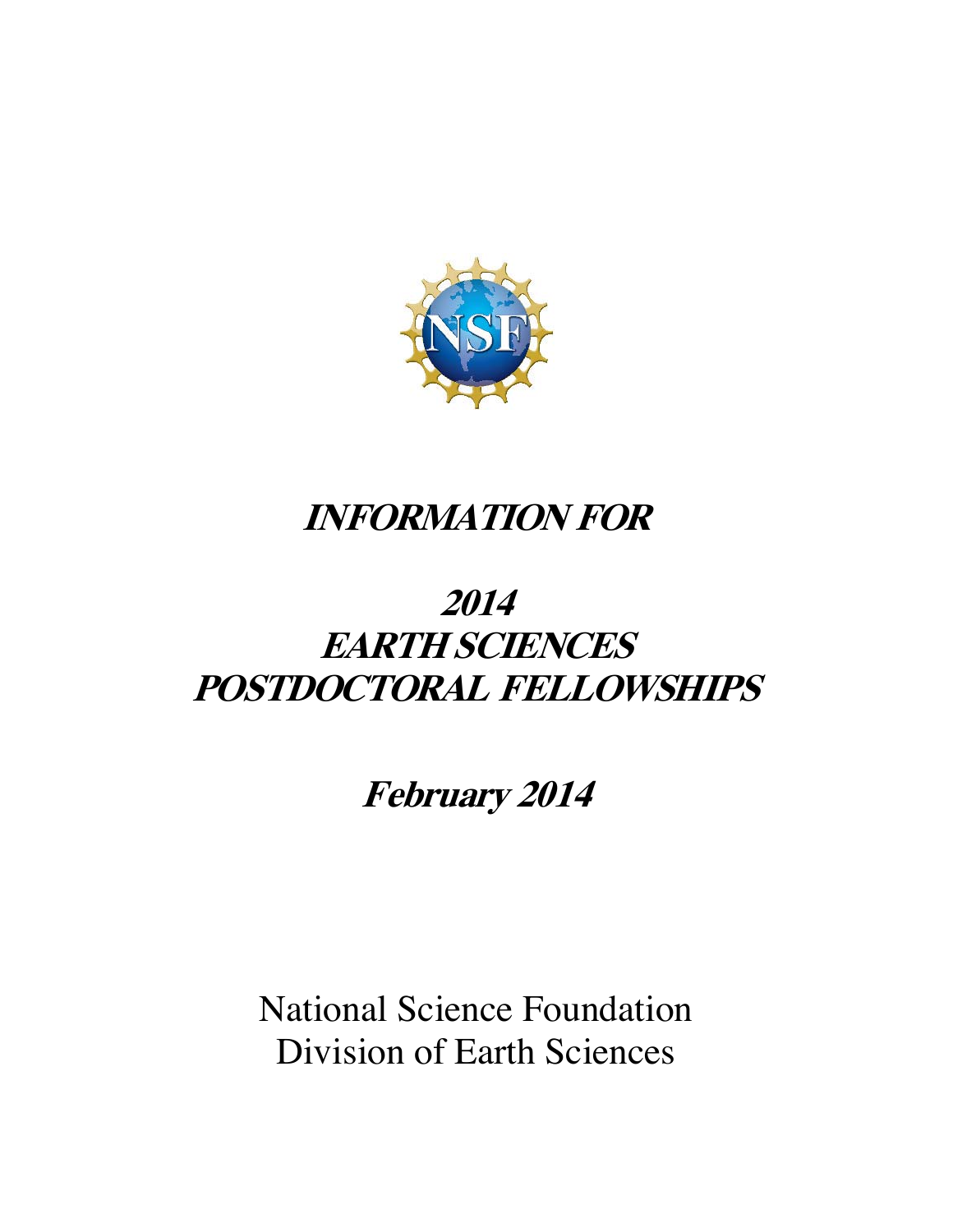# *INFORMATION FOR*

# *2014*
# *EARTH SCIENCES*
# *POSTDOCTORAL FELLOWSHIPS*

## *February 2014*

National Science Foundation
Division of Earth Sciences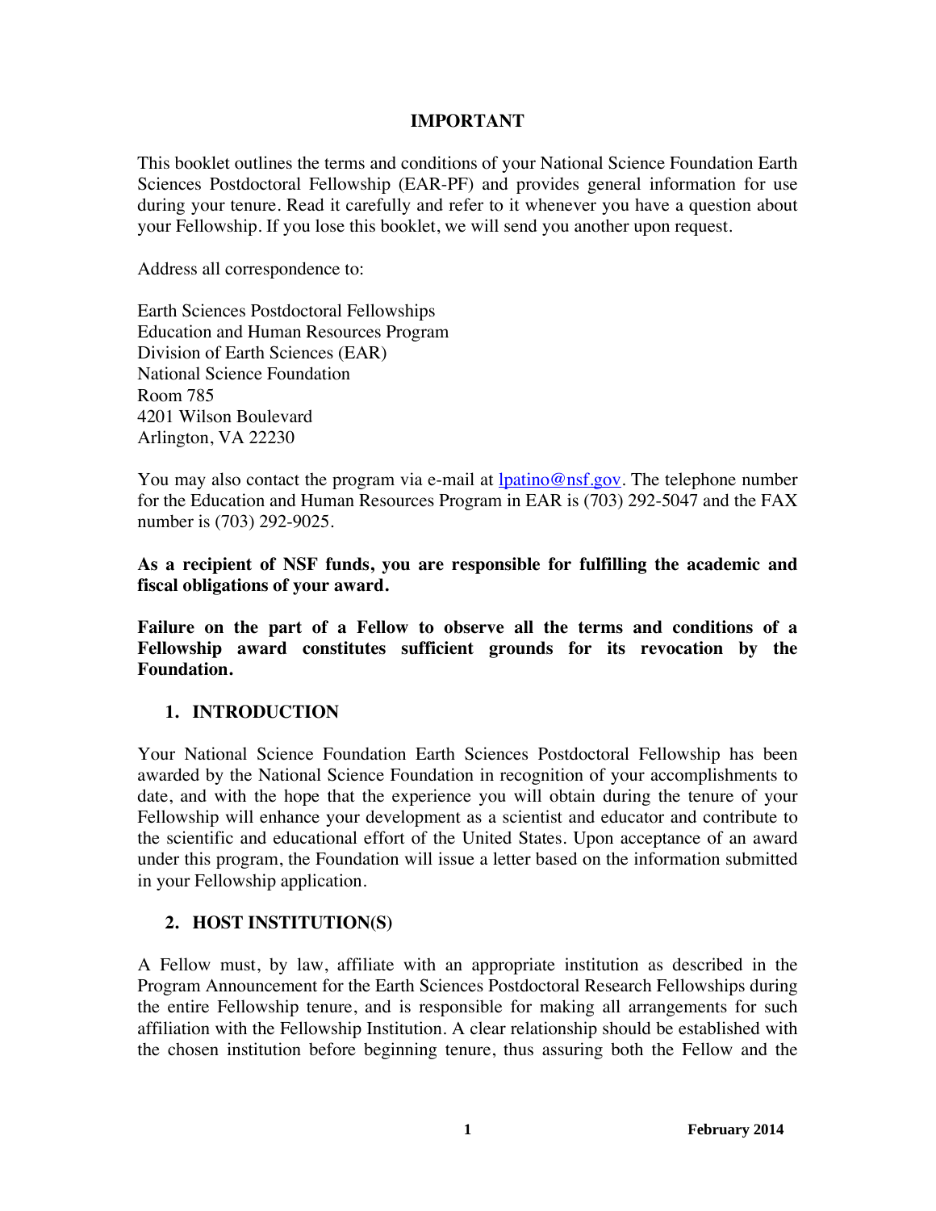**IMPORTANT**

This booklet outlines the terms and conditions of your National Science Foundation Earth Sciences Postdoctoral Fellowship (EAR-PF) and provides general information for use during your tenure. Read it carefully and refer to it whenever you have a question about your Fellowship. If you lose this booklet, we will send you another upon request.

Address all correspondence to:

Earth Sciences Postdoctoral Fellowships
Education and Human Resources Program
Division of Earth Sciences (EAR)
National Science Foundation
Room 785
4201 Wilson Boulevard
Arlington, VA 22230

You may also contact the program via e-mail at lpatino@nsf.gov. The telephone number for the Education and Human Resources Program in EAR is (703) 292-5047 and the FAX number is (703) 292-9025.

**As a recipient of NSF funds, you are responsible for fulfilling the academic and fiscal obligations of your award.**

**Failure on the part of a Fellow to observe all the terms and conditions of a Fellowship award constitutes sufficient grounds for its revocation by the Foundation.**

## 1. INTRODUCTION

Your National Science Foundation Earth Sciences Postdoctoral Fellowship has been awarded by the National Science Foundation in recognition of your accomplishments to date, and with the hope that the experience you will obtain during the tenure of your Fellowship will enhance your development as a scientist and educator and contribute to the scientific and educational effort of the United States. Upon acceptance of an award under this program, the Foundation will issue a letter based on the information submitted in your Fellowship application.

## 2. HOST INSTITUTION(S)

A Fellow must, by law, affiliate with an appropriate institution as described in the Program Announcement for the Earth Sciences Postdoctoral Research Fellowships during the entire Fellowship tenure, and is responsible for making all arrangements for such affiliation with the Fellowship Institution. A clear relationship should be established with the chosen institution before beginning tenure, thus assuring both the Fellow and the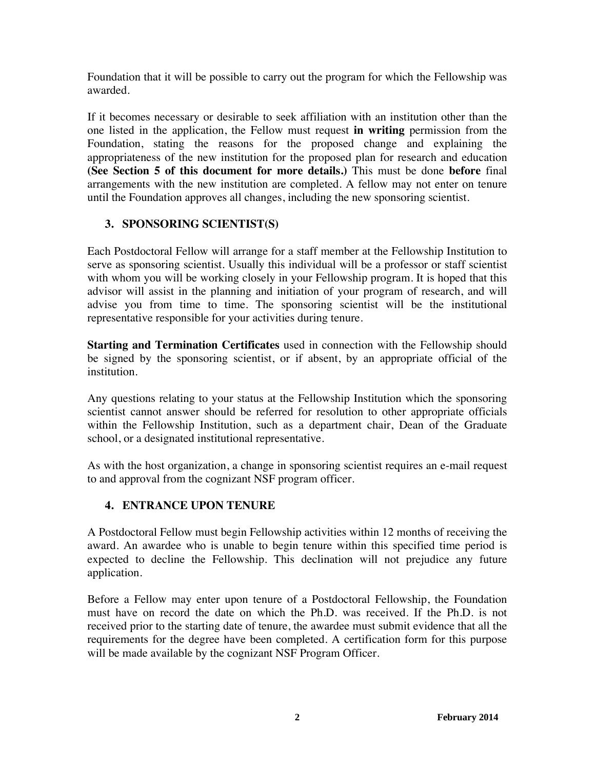Foundation that it will be possible to carry out the program for which the Fellowship was awarded.

If it becomes necessary or desirable to seek affiliation with an institution other than the one listed in the application, the Fellow must request **in writing** permission from the Foundation, stating the reasons for the proposed change and explaining the appropriateness of the new institution for the proposed plan for research and education **(See Section 5 of this document for more details.)** This must be done **before** final arrangements with the new institution are completed. A fellow may not enter on tenure until the Foundation approves all changes, including the new sponsoring scientist.

## 3. SPONSORING SCIENTIST(S)

Each Postdoctoral Fellow will arrange for a staff member at the Fellowship Institution to serve as sponsoring scientist. Usually this individual will be a professor or staff scientist with whom you will be working closely in your Fellowship program. It is hoped that this advisor will assist in the planning and initiation of your program of research, and will advise you from time to time. The sponsoring scientist will be the institutional representative responsible for your activities during tenure.

**Starting and Termination Certificates** used in connection with the Fellowship should be signed by the sponsoring scientist, or if absent, by an appropriate official of the institution.

Any questions relating to your status at the Fellowship Institution which the sponsoring scientist cannot answer should be referred for resolution to other appropriate officials within the Fellowship Institution, such as a department chair, Dean of the Graduate school, or a designated institutional representative.

As with the host organization, a change in sponsoring scientist requires an e-mail request to and approval from the cognizant NSF program officer.

## 4. ENTRANCE UPON TENURE

A Postdoctoral Fellow must begin Fellowship activities within 12 months of receiving the award. An awardee who is unable to begin tenure within this specified time period is expected to decline the Fellowship. This declination will not prejudice any future application.

Before a Fellow may enter upon tenure of a Postdoctoral Fellowship, the Foundation must have on record the date on which the Ph.D. was received. If the Ph.D. is not received prior to the starting date of tenure, the awardee must submit evidence that all the requirements for the degree have been completed. A certification form for this purpose will be made available by the cognizant NSF Program Officer.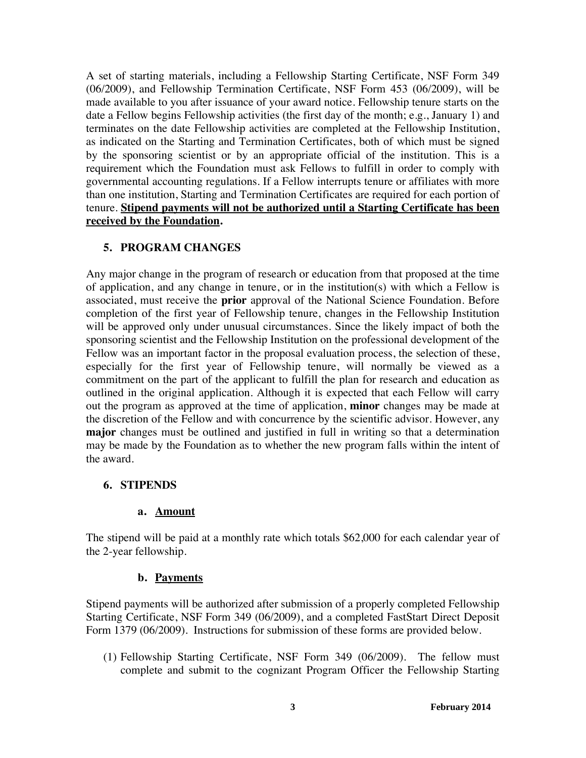A set of starting materials, including a Fellowship Starting Certificate, NSF Form 349 (06/2009), and Fellowship Termination Certificate, NSF Form 453 (06/2009), will be made available to you after issuance of your award notice. Fellowship tenure starts on the date a Fellow begins Fellowship activities (the first day of the month; e.g., January 1) and terminates on the date Fellowship activities are completed at the Fellowship Institution, as indicated on the Starting and Termination Certificates, both of which must be signed by the sponsoring scientist or by an appropriate official of the institution. This is a requirement which the Foundation must ask Fellows to fulfill in order to comply with governmental accounting regulations. If a Fellow interrupts tenure or affiliates with more than one institution, Starting and Termination Certificates are required for each portion of tenure. **Stipend payments will not be authorized until a Starting Certificate has been received by the Foundation.**

## 5. PROGRAM CHANGES

Any major change in the program of research or education from that proposed at the time of application, and any change in tenure, or in the institution(s) with which a Fellow is associated, must receive the **prior** approval of the National Science Foundation. Before completion of the first year of Fellowship tenure, changes in the Fellowship Institution will be approved only under unusual circumstances. Since the likely impact of both the sponsoring scientist and the Fellowship Institution on the professional development of the Fellow was an important factor in the proposal evaluation process, the selection of these, especially for the first year of Fellowship tenure, will normally be viewed as a commitment on the part of the applicant to fulfill the plan for research and education as outlined in the original application. Although it is expected that each Fellow will carry out the program as approved at the time of application, **minor** changes may be made at the discretion of the Fellow and with concurrence by the scientific advisor. However, any **major** changes must be outlined and justified in full in writing so that a determination may be made by the Foundation as to whether the new program falls within the intent of the award.

## 6. STIPENDS

### a. Amount

The stipend will be paid at a monthly rate which totals $62,000 for each calendar year of the 2-year fellowship.

### b. Payments

Stipend payments will be authorized after submission of a properly completed Fellowship Starting Certificate, NSF Form 349 (06/2009), and a completed FastStart Direct Deposit Form 1379 (06/2009). Instructions for submission of these forms are provided below.

(1) Fellowship Starting Certificate, NSF Form 349 (06/2009). The fellow must complete and submit to the cognizant Program Officer the Fellowship Starting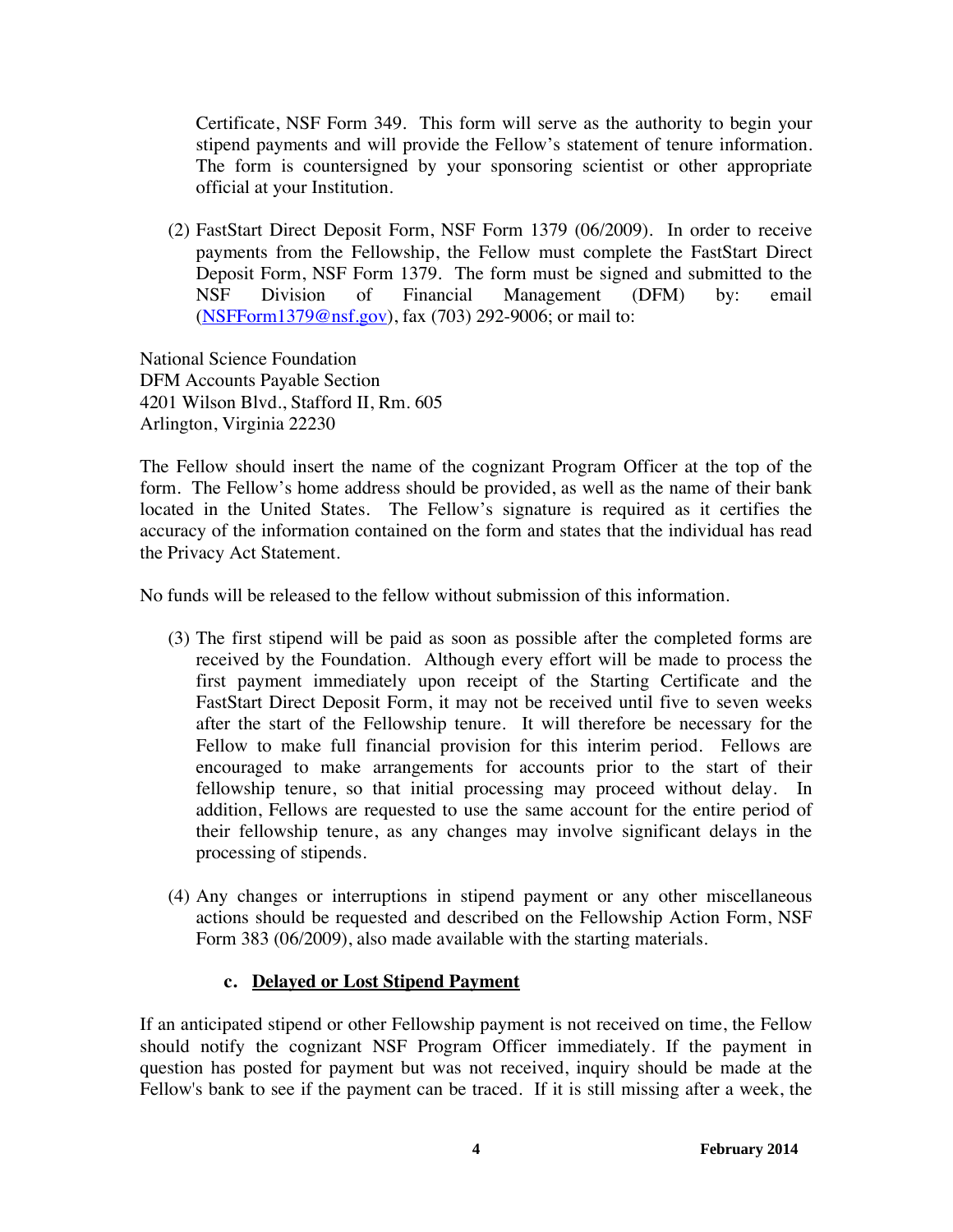Certificate, NSF Form 349. This form will serve as the authority to begin your stipend payments and will provide the Fellow's statement of tenure information. The form is countersigned by your sponsoring scientist or other appropriate official at your Institution.

(2) FastStart Direct Deposit Form, NSF Form 1379 (06/2009). In order to receive payments from the Fellowship, the Fellow must complete the FastStart Direct Deposit Form, NSF Form 1379. The form must be signed and submitted to the NSF Division of Financial Management (DFM) by: email (NSFForm1379@nsf.gov), fax (703) 292-9006; or mail to:

National Science Foundation  
DFM Accounts Payable Section  
4201 Wilson Blvd., Stafford II, Rm. 605  
Arlington, Virginia 22230

The Fellow should insert the name of the cognizant Program Officer at the top of the form. The Fellow's home address should be provided, as well as the name of their bank located in the United States. The Fellow's signature is required as it certifies the accuracy of the information contained on the form and states that the individual has read the Privacy Act Statement.

No funds will be released to the fellow without submission of this information.

(3) The first stipend will be paid as soon as possible after the completed forms are received by the Foundation. Although every effort will be made to process the first payment immediately upon receipt of the Starting Certificate and the FastStart Direct Deposit Form, it may not be received until five to seven weeks after the start of the Fellowship tenure. It will therefore be necessary for the Fellow to make full financial provision for this interim period. Fellows are encouraged to make arrangements for accounts prior to the start of their fellowship tenure, so that initial processing may proceed without delay. In addition, Fellows are requested to use the same account for the entire period of their fellowship tenure, as any changes may involve significant delays in the processing of stipends.

(4) Any changes or interruptions in stipend payment or any other miscellaneous actions should be requested and described on the Fellowship Action Form, NSF Form 383 (06/2009), also made available with the starting materials.

### c. Delayed or Lost Stipend Payment

If an anticipated stipend or other Fellowship payment is not received on time, the Fellow should notify the cognizant NSF Program Officer immediately. If the payment in question has posted for payment but was not received, inquiry should be made at the Fellow's bank to see if the payment can be traced. If it is still missing after a week, the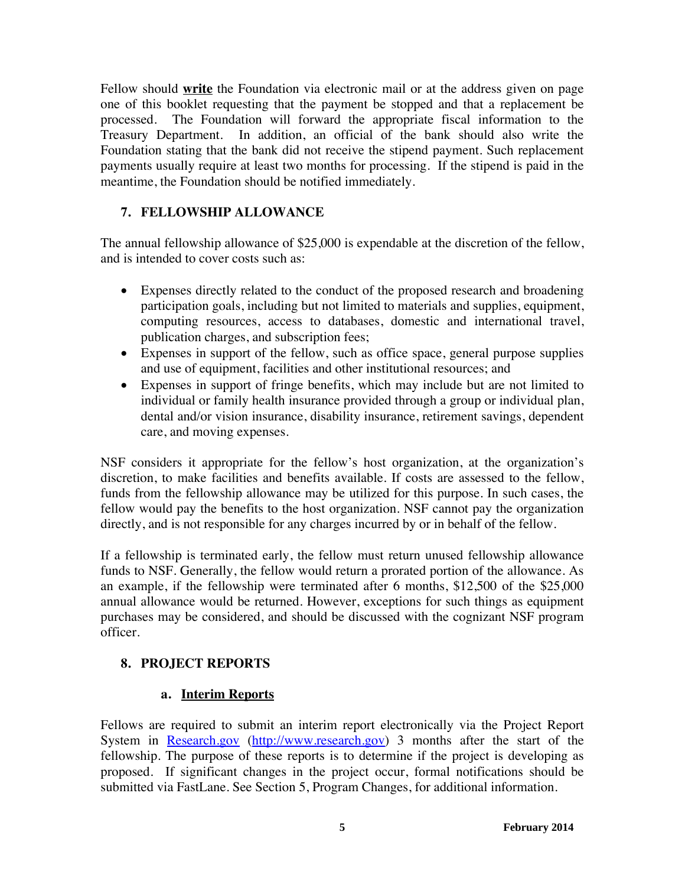Fellow should **write** the Foundation via electronic mail or at the address given on page one of this booklet requesting that the payment be stopped and that a replacement be processed. The Foundation will forward the appropriate fiscal information to the Treasury Department. In addition, an official of the bank should also write the Foundation stating that the bank did not receive the stipend payment. Such replacement payments usually require at least two months for processing. If the stipend is paid in the meantime, the Foundation should be notified immediately.

## 7. FELLOWSHIP ALLOWANCE

The annual fellowship allowance of $25,000 is expendable at the discretion of the fellow, and is intended to cover costs such as:

- Expenses directly related to the conduct of the proposed research and broadening participation goals, including but not limited to materials and supplies, equipment, computing resources, access to databases, domestic and international travel, publication charges, and subscription fees;
- Expenses in support of the fellow, such as office space, general purpose supplies and use of equipment, facilities and other institutional resources; and
- Expenses in support of fringe benefits, which may include but are not limited to individual or family health insurance provided through a group or individual plan, dental and/or vision insurance, disability insurance, retirement savings, dependent care, and moving expenses.

NSF considers it appropriate for the fellow's host organization, at the organization's discretion, to make facilities and benefits available. If costs are assessed to the fellow, funds from the fellowship allowance may be utilized for this purpose. In such cases, the fellow would pay the benefits to the host organization. NSF cannot pay the organization directly, and is not responsible for any charges incurred by or in behalf of the fellow.

If a fellowship is terminated early, the fellow must return unused fellowship allowance funds to NSF. Generally, the fellow would return a prorated portion of the allowance. As an example, if the fellowship were terminated after 6 months, $12,500 of the $25,000 annual allowance would be returned. However, exceptions for such things as equipment purchases may be considered, and should be discussed with the cognizant NSF program officer.

## 8. PROJECT REPORTS

### a. Interim Reports

Fellows are required to submit an interim report electronically via the Project Report System in [Research.gov](http://www.research.gov) ([http://www.research.gov](http://www.research.gov)) 3 months after the start of the fellowship. The purpose of these reports is to determine if the project is developing as proposed. If significant changes in the project occur, formal notifications should be submitted via FastLane. See Section 5, Program Changes, for additional information.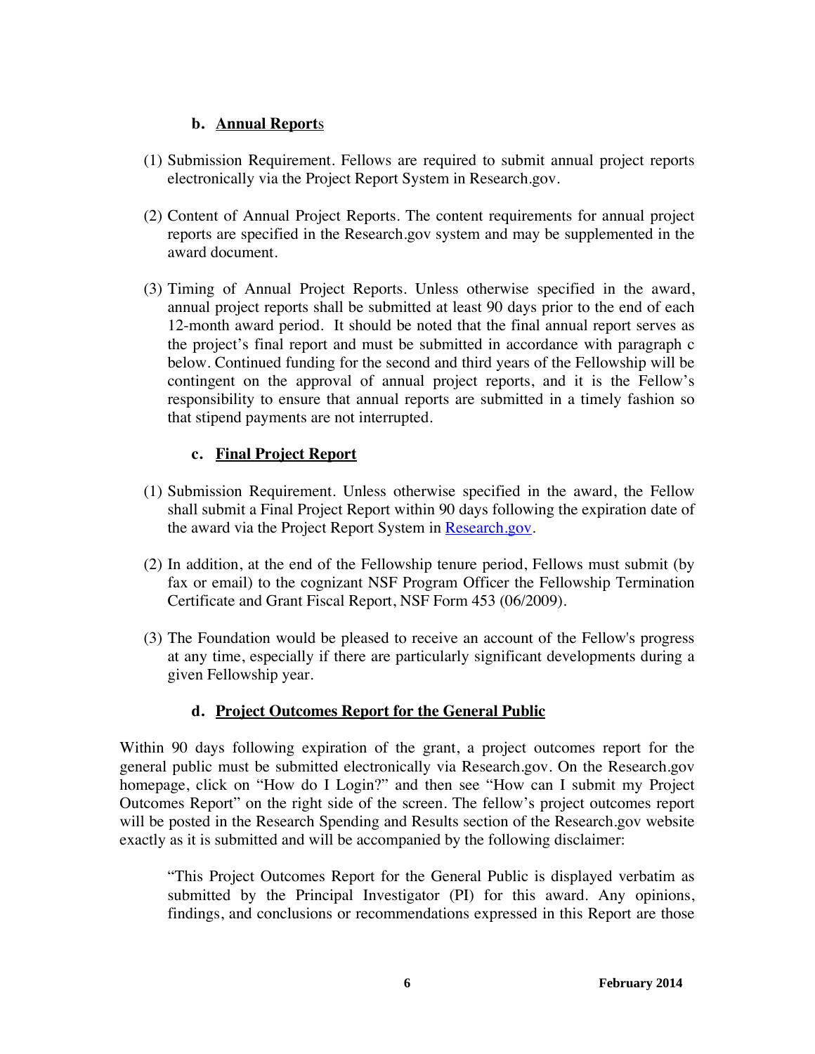### b. Annual Reports

(1) Submission Requirement. Fellows are required to submit annual project reports electronically via the Project Report System in Research.gov.

(2) Content of Annual Project Reports. The content requirements for annual project reports are specified in the Research.gov system and may be supplemented in the award document.

(3) Timing of Annual Project Reports. Unless otherwise specified in the award, annual project reports shall be submitted at least 90 days prior to the end of each 12-month award period. It should be noted that the final annual report serves as the project's final report and must be submitted in accordance with paragraph c below. Continued funding for the second and third years of the Fellowship will be contingent on the approval of annual project reports, and it is the Fellow's responsibility to ensure that annual reports are submitted in a timely fashion so that stipend payments are not interrupted.

### c. Final Project Report

(1) Submission Requirement. Unless otherwise specified in the award, the Fellow shall submit a Final Project Report within 90 days following the expiration date of the award via the Project Report System in Research.gov.

(2) In addition, at the end of the Fellowship tenure period, Fellows must submit (by fax or email) to the cognizant NSF Program Officer the Fellowship Termination Certificate and Grant Fiscal Report, NSF Form 453 (06/2009).

(3) The Foundation would be pleased to receive an account of the Fellow's progress at any time, especially if there are particularly significant developments during a given Fellowship year.

### d. Project Outcomes Report for the General Public

Within 90 days following expiration of the grant, a project outcomes report for the general public must be submitted electronically via Research.gov. On the Research.gov homepage, click on "How do I Login?" and then see "How can I submit my Project Outcomes Report" on the right side of the screen. The fellow's project outcomes report will be posted in the Research Spending and Results section of the Research.gov website exactly as it is submitted and will be accompanied by the following disclaimer:

> "This Project Outcomes Report for the General Public is displayed verbatim as submitted by the Principal Investigator (PI) for this award. Any opinions, findings, and conclusions or recommendations expressed in this Report are those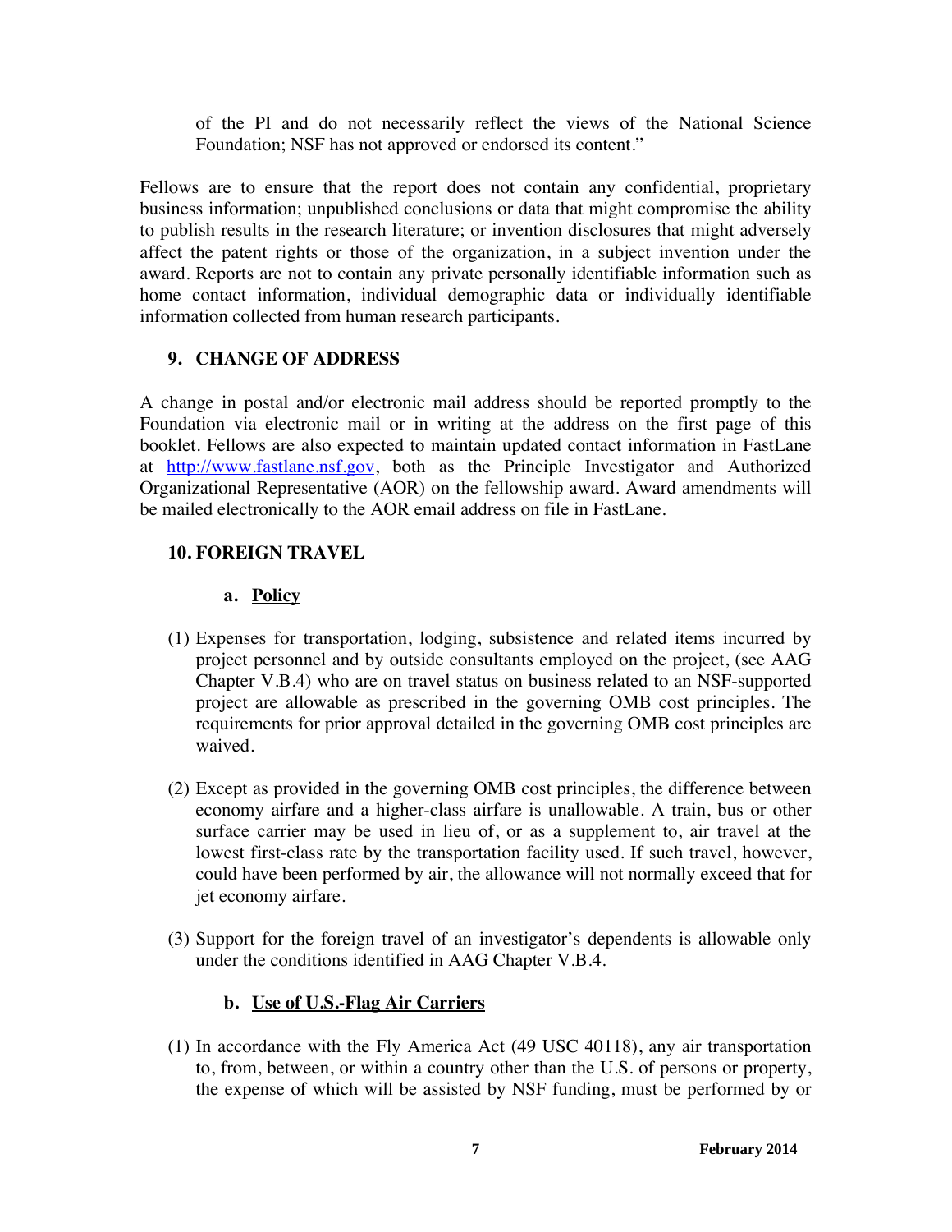of the PI and do not necessarily reflect the views of the National Science Foundation; NSF has not approved or endorsed its content."

Fellows are to ensure that the report does not contain any confidential, proprietary business information; unpublished conclusions or data that might compromise the ability to publish results in the research literature; or invention disclosures that might adversely affect the patent rights or those of the organization, in a subject invention under the award. Reports are not to contain any private personally identifiable information such as home contact information, individual demographic data or individually identifiable information collected from human research participants.

## 9. CHANGE OF ADDRESS

A change in postal and/or electronic mail address should be reported promptly to the Foundation via electronic mail or in writing at the address on the first page of this booklet. Fellows are also expected to maintain updated contact information in FastLane at http://www.fastlane.nsf.gov, both as the Principle Investigator and Authorized Organizational Representative (AOR) on the fellowship award. Award amendments will be mailed electronically to the AOR email address on file in FastLane.

## 10. FOREIGN TRAVEL

### a. Policy

(1) Expenses for transportation, lodging, subsistence and related items incurred by project personnel and by outside consultants employed on the project, (see AAG Chapter V.B.4) who are on travel status on business related to an NSF-supported project are allowable as prescribed in the governing OMB cost principles. The requirements for prior approval detailed in the governing OMB cost principles are waived.

(2) Except as provided in the governing OMB cost principles, the difference between economy airfare and a higher-class airfare is unallowable. A train, bus or other surface carrier may be used in lieu of, or as a supplement to, air travel at the lowest first-class rate by the transportation facility used. If such travel, however, could have been performed by air, the allowance will not normally exceed that for jet economy airfare.

(3) Support for the foreign travel of an investigator's dependents is allowable only under the conditions identified in AAG Chapter V.B.4.

### b. Use of U.S.-Flag Air Carriers

(1) In accordance with the Fly America Act (49 USC 40118), any air transportation to, from, between, or within a country other than the U.S. of persons or property, the expense of which will be assisted by NSF funding, must be performed by or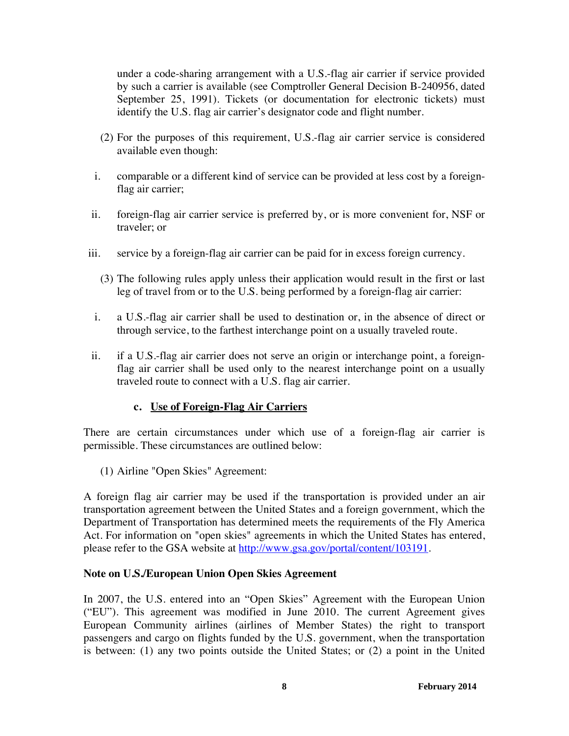under a code-sharing arrangement with a U.S.-flag air carrier if service provided by such a carrier is available (see Comptroller General Decision B-240956, dated September 25, 1991). Tickets (or documentation for electronic tickets) must identify the U.S. flag air carrier's designator code and flight number.

(2) For the purposes of this requirement, U.S.-flag air carrier service is considered available even though:

i. comparable or a different kind of service can be provided at less cost by a foreign-flag air carrier;

ii. foreign-flag air carrier service is preferred by, or is more convenient for, NSF or traveler; or

iii. service by a foreign-flag air carrier can be paid for in excess foreign currency.

(3) The following rules apply unless their application would result in the first or last leg of travel from or to the U.S. being performed by a foreign-flag air carrier:

i. a U.S.-flag air carrier shall be used to destination or, in the absence of direct or through service, to the farthest interchange point on a usually traveled route.

ii. if a U.S.-flag air carrier does not serve an origin or interchange point, a foreign-flag air carrier shall be used only to the nearest interchange point on a usually traveled route to connect with a U.S. flag air carrier.

### c. Use of Foreign-Flag Air Carriers

There are certain circumstances under which use of a foreign-flag air carrier is permissible. These circumstances are outlined below:

(1) Airline "Open Skies" Agreement:

A foreign flag air carrier may be used if the transportation is provided under an air transportation agreement between the United States and a foreign government, which the Department of Transportation has determined meets the requirements of the Fly America Act. For information on "open skies" agreements in which the United States has entered, please refer to the GSA website at http://www.gsa.gov/portal/content/103191.

**Note on U.S./European Union Open Skies Agreement**

In 2007, the U.S. entered into an "Open Skies" Agreement with the European Union ("EU"). This agreement was modified in June 2010. The current Agreement gives European Community airlines (airlines of Member States) the right to transport passengers and cargo on flights funded by the U.S. government, when the transportation is between: (1) any two points outside the United States; or (2) a point in the United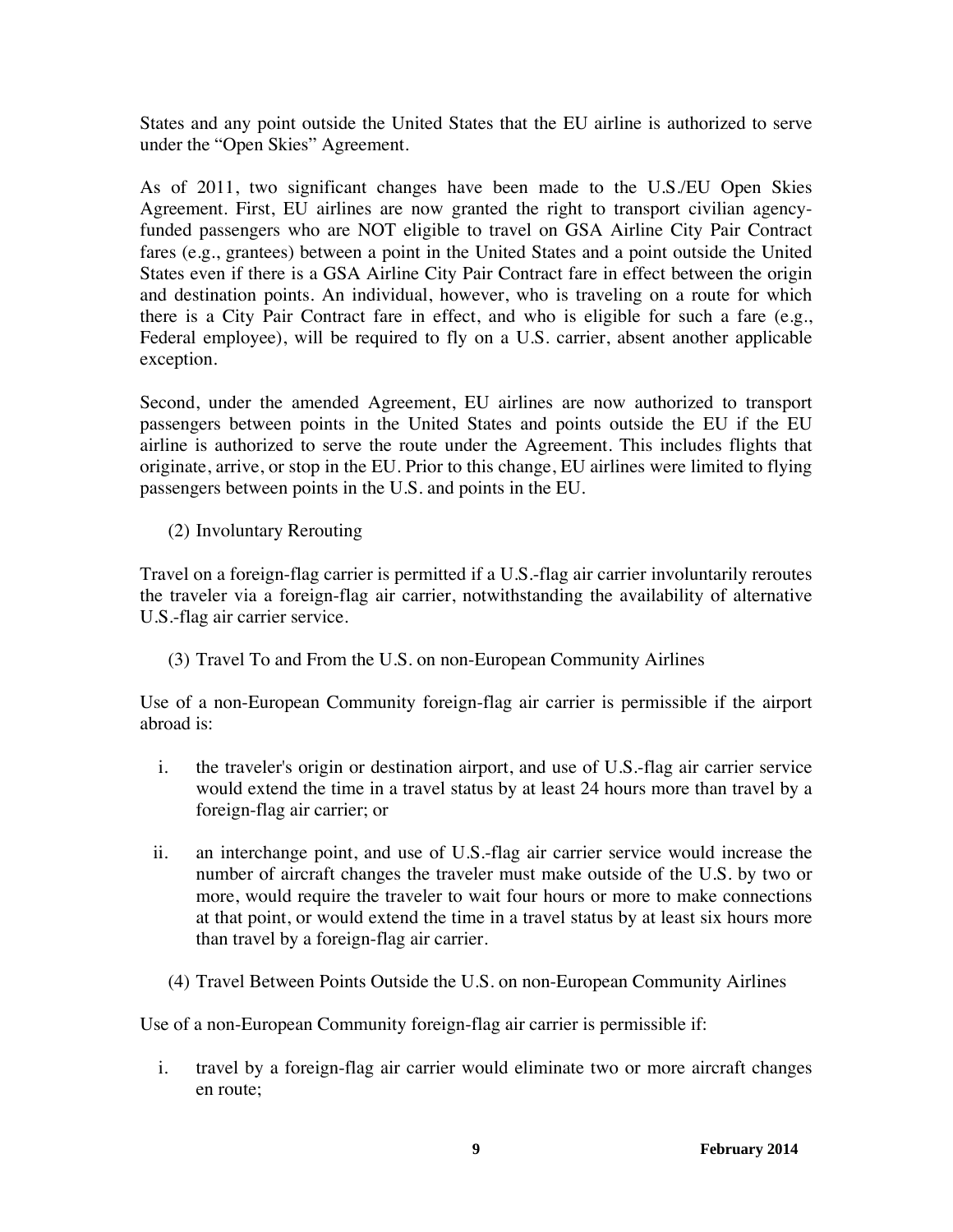States and any point outside the United States that the EU airline is authorized to serve under the "Open Skies" Agreement.

As of 2011, two significant changes have been made to the U.S./EU Open Skies Agreement. First, EU airlines are now granted the right to transport civilian agency-funded passengers who are NOT eligible to travel on GSA Airline City Pair Contract fares (e.g., grantees) between a point in the United States and a point outside the United States even if there is a GSA Airline City Pair Contract fare in effect between the origin and destination points. An individual, however, who is traveling on a route for which there is a City Pair Contract fare in effect, and who is eligible for such a fare (e.g., Federal employee), will be required to fly on a U.S. carrier, absent another applicable exception.

Second, under the amended Agreement, EU airlines are now authorized to transport passengers between points in the United States and points outside the EU if the EU airline is authorized to serve the route under the Agreement. This includes flights that originate, arrive, or stop in the EU. Prior to this change, EU airlines were limited to flying passengers between points in the U.S. and points in the EU.

(2) Involuntary Rerouting

Travel on a foreign-flag carrier is permitted if a U.S.-flag air carrier involuntarily reroutes the traveler via a foreign-flag air carrier, notwithstanding the availability of alternative U.S.-flag air carrier service.

(3) Travel To and From the U.S. on non-European Community Airlines

Use of a non-European Community foreign-flag air carrier is permissible if the airport abroad is:

i. the traveler's origin or destination airport, and use of U.S.-flag air carrier service would extend the time in a travel status by at least 24 hours more than travel by a foreign-flag air carrier; or

ii. an interchange point, and use of U.S.-flag air carrier service would increase the number of aircraft changes the traveler must make outside of the U.S. by two or more, would require the traveler to wait four hours or more to make connections at that point, or would extend the time in a travel status by at least six hours more than travel by a foreign-flag air carrier.

(4) Travel Between Points Outside the U.S. on non-European Community Airlines

Use of a non-European Community foreign-flag air carrier is permissible if:

i. travel by a foreign-flag air carrier would eliminate two or more aircraft changes en route;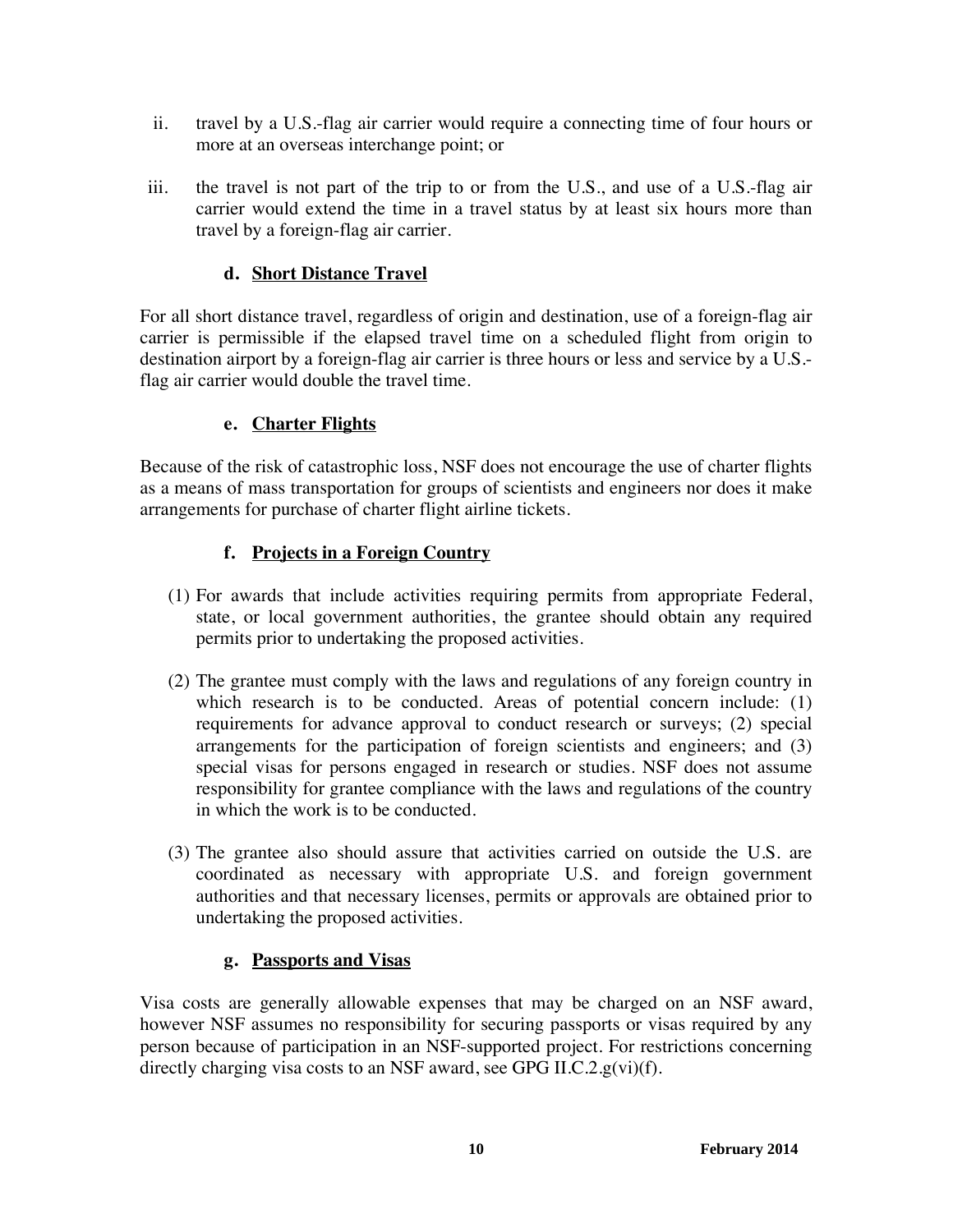ii. travel by a U.S.-flag air carrier would require a connecting time of four hours or more at an overseas interchange point; or

iii. the travel is not part of the trip to or from the U.S., and use of a U.S.-flag air carrier would extend the time in a travel status by at least six hours more than travel by a foreign-flag air carrier.

#### d. Short Distance Travel

For all short distance travel, regardless of origin and destination, use of a foreign-flag air carrier is permissible if the elapsed travel time on a scheduled flight from origin to destination airport by a foreign-flag air carrier is three hours or less and service by a U.S.-flag air carrier would double the travel time.

#### e. Charter Flights

Because of the risk of catastrophic loss, NSF does not encourage the use of charter flights as a means of mass transportation for groups of scientists and engineers nor does it make arrangements for purchase of charter flight airline tickets.

#### f. Projects in a Foreign Country

(1) For awards that include activities requiring permits from appropriate Federal, state, or local government authorities, the grantee should obtain any required permits prior to undertaking the proposed activities.

(2) The grantee must comply with the laws and regulations of any foreign country in which research is to be conducted. Areas of potential concern include: (1) requirements for advance approval to conduct research or surveys; (2) special arrangements for the participation of foreign scientists and engineers; and (3) special visas for persons engaged in research or studies. NSF does not assume responsibility for grantee compliance with the laws and regulations of the country in which the work is to be conducted.

(3) The grantee also should assure that activities carried on outside the U.S. are coordinated as necessary with appropriate U.S. and foreign government authorities and that necessary licenses, permits or approvals are obtained prior to undertaking the proposed activities.

#### g. Passports and Visas

Visa costs are generally allowable expenses that may be charged on an NSF award, however NSF assumes no responsibility for securing passports or visas required by any person because of participation in an NSF-supported project. For restrictions concerning directly charging visa costs to an NSF award, see GPG II.C.2.g(vi)(f).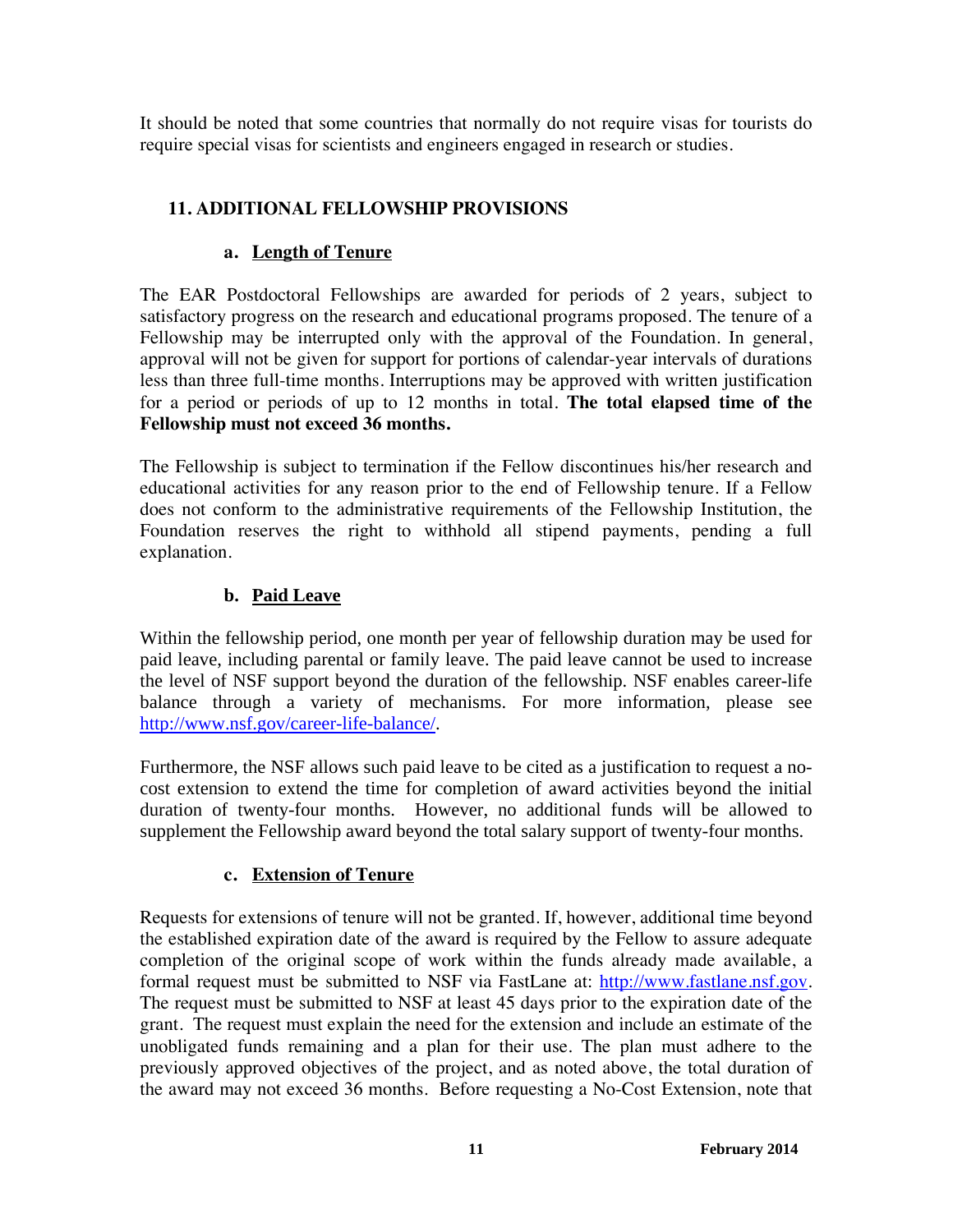It should be noted that some countries that normally do not require visas for tourists do require special visas for scientists and engineers engaged in research or studies.

## 11. ADDITIONAL FELLOWSHIP PROVISIONS

### a. Length of Tenure

The EAR Postdoctoral Fellowships are awarded for periods of 2 years, subject to satisfactory progress on the research and educational programs proposed. The tenure of a Fellowship may be interrupted only with the approval of the Foundation. In general, approval will not be given for support for portions of calendar-year intervals of durations less than three full-time months. Interruptions may be approved with written justification for a period or periods of up to 12 months in total. **The total elapsed time of the Fellowship must not exceed 36 months.**

The Fellowship is subject to termination if the Fellow discontinues his/her research and educational activities for any reason prior to the end of Fellowship tenure. If a Fellow does not conform to the administrative requirements of the Fellowship Institution, the Foundation reserves the right to withhold all stipend payments, pending a full explanation.

### b. Paid Leave

Within the fellowship period, one month per year of fellowship duration may be used for paid leave, including parental or family leave. The paid leave cannot be used to increase the level of NSF support beyond the duration of the fellowship. NSF enables career-life balance through a variety of mechanisms. For more information, please see [http://www.nsf.gov/career-life-balance/](http://www.nsf.gov/career-life-balance/).

Furthermore, the NSF allows such paid leave to be cited as a justification to request a no-cost extension to extend the time for completion of award activities beyond the initial duration of twenty-four months. However, no additional funds will be allowed to supplement the Fellowship award beyond the total salary support of twenty-four months.

### c. Extension of Tenure

Requests for extensions of tenure will not be granted. If, however, additional time beyond the established expiration date of the award is required by the Fellow to assure adequate completion of the original scope of work within the funds already made available, a formal request must be submitted to NSF via FastLane at: [http://www.fastlane.nsf.gov](http://www.fastlane.nsf.gov). The request must be submitted to NSF at least 45 days prior to the expiration date of the grant. The request must explain the need for the extension and include an estimate of the unobligated funds remaining and a plan for their use. The plan must adhere to the previously approved objectives of the project, and as noted above, the total duration of the award may not exceed 36 months. Before requesting a No-Cost Extension, note that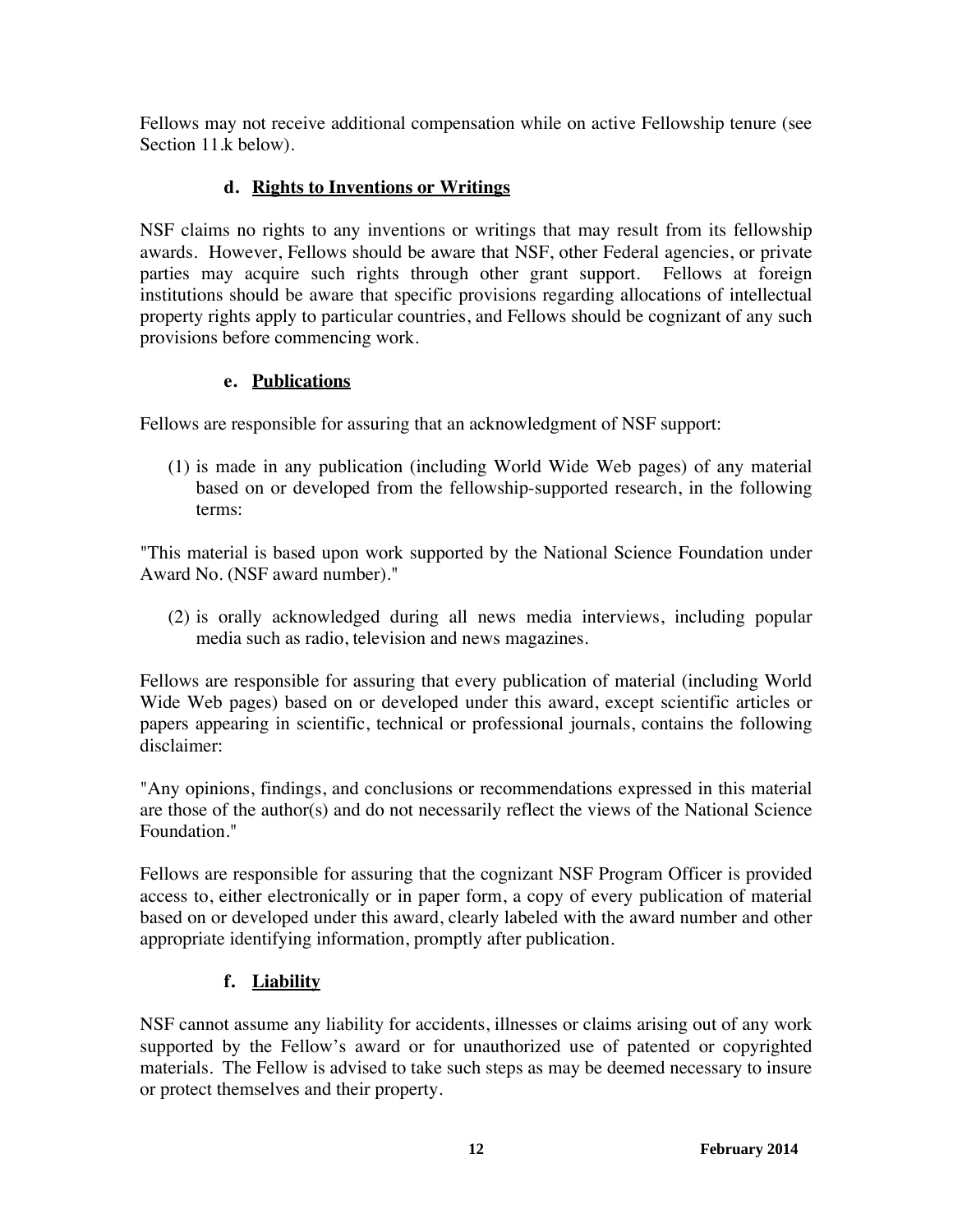Fellows may not receive additional compensation while on active Fellowship tenure (see Section 11.k below).

### d. Rights to Inventions or Writings

NSF claims no rights to any inventions or writings that may result from its fellowship awards. However, Fellows should be aware that NSF, other Federal agencies, or private parties may acquire such rights through other grant support. Fellows at foreign institutions should be aware that specific provisions regarding allocations of intellectual property rights apply to particular countries, and Fellows should be cognizant of any such provisions before commencing work.

### e. Publications

Fellows are responsible for assuring that an acknowledgment of NSF support:

(1) is made in any publication (including World Wide Web pages) of any material based on or developed from the fellowship-supported research, in the following terms:

"This material is based upon work supported by the National Science Foundation under Award No. (NSF award number)."

(2) is orally acknowledged during all news media interviews, including popular media such as radio, television and news magazines.

Fellows are responsible for assuring that every publication of material (including World Wide Web pages) based on or developed under this award, except scientific articles or papers appearing in scientific, technical or professional journals, contains the following disclaimer:

"Any opinions, findings, and conclusions or recommendations expressed in this material are those of the author(s) and do not necessarily reflect the views of the National Science Foundation."

Fellows are responsible for assuring that the cognizant NSF Program Officer is provided access to, either electronically or in paper form, a copy of every publication of material based on or developed under this award, clearly labeled with the award number and other appropriate identifying information, promptly after publication.

### f. Liability

NSF cannot assume any liability for accidents, illnesses or claims arising out of any work supported by the Fellow's award or for unauthorized use of patented or copyrighted materials. The Fellow is advised to take such steps as may be deemed necessary to insure or protect themselves and their property.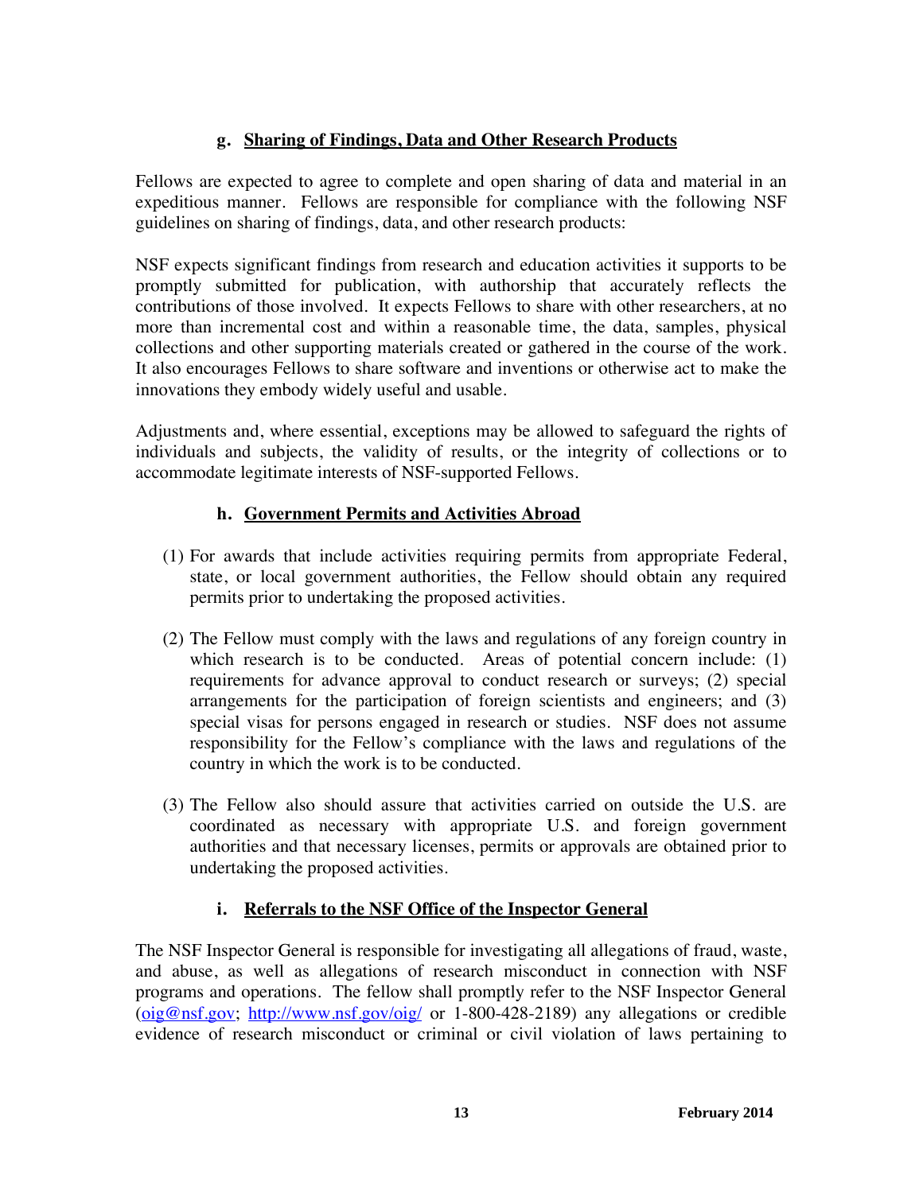### g. Sharing of Findings, Data and Other Research Products

Fellows are expected to agree to complete and open sharing of data and material in an expeditious manner. Fellows are responsible for compliance with the following NSF guidelines on sharing of findings, data, and other research products:

NSF expects significant findings from research and education activities it supports to be promptly submitted for publication, with authorship that accurately reflects the contributions of those involved. It expects Fellows to share with other researchers, at no more than incremental cost and within a reasonable time, the data, samples, physical collections and other supporting materials created or gathered in the course of the work. It also encourages Fellows to share software and inventions or otherwise act to make the innovations they embody widely useful and usable.

Adjustments and, where essential, exceptions may be allowed to safeguard the rights of individuals and subjects, the validity of results, or the integrity of collections or to accommodate legitimate interests of NSF-supported Fellows.

### h. Government Permits and Activities Abroad

(1) For awards that include activities requiring permits from appropriate Federal, state, or local government authorities, the Fellow should obtain any required permits prior to undertaking the proposed activities.

(2) The Fellow must comply with the laws and regulations of any foreign country in which research is to be conducted. Areas of potential concern include: (1) requirements for advance approval to conduct research or surveys; (2) special arrangements for the participation of foreign scientists and engineers; and (3) special visas for persons engaged in research or studies. NSF does not assume responsibility for the Fellow's compliance with the laws and regulations of the country in which the work is to be conducted.

(3) The Fellow also should assure that activities carried on outside the U.S. are coordinated as necessary with appropriate U.S. and foreign government authorities and that necessary licenses, permits or approvals are obtained prior to undertaking the proposed activities.

### i. Referrals to the NSF Office of the Inspector General

The NSF Inspector General is responsible for investigating all allegations of fraud, waste, and abuse, as well as allegations of research misconduct in connection with NSF programs and operations. The fellow shall promptly refer to the NSF Inspector General (oig@nsf.gov; http://www.nsf.gov/oig/ or 1-800-428-2189) any allegations or credible evidence of research misconduct or criminal or civil violation of laws pertaining to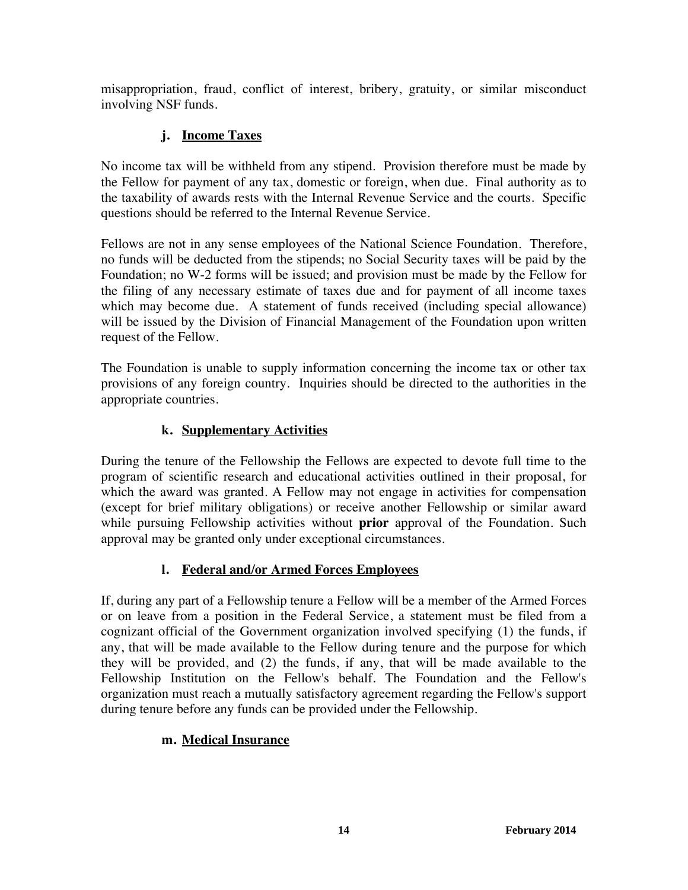misappropriation, fraud, conflict of interest, bribery, gratuity, or similar misconduct involving NSF funds.

### j. Income Taxes

No income tax will be withheld from any stipend. Provision therefore must be made by the Fellow for payment of any tax, domestic or foreign, when due. Final authority as to the taxability of awards rests with the Internal Revenue Service and the courts. Specific questions should be referred to the Internal Revenue Service.

Fellows are not in any sense employees of the National Science Foundation. Therefore, no funds will be deducted from the stipends; no Social Security taxes will be paid by the Foundation; no W-2 forms will be issued; and provision must be made by the Fellow for the filing of any necessary estimate of taxes due and for payment of all income taxes which may become due. A statement of funds received (including special allowance) will be issued by the Division of Financial Management of the Foundation upon written request of the Fellow.

The Foundation is unable to supply information concerning the income tax or other tax provisions of any foreign country. Inquiries should be directed to the authorities in the appropriate countries.

### k. Supplementary Activities

During the tenure of the Fellowship the Fellows are expected to devote full time to the program of scientific research and educational activities outlined in their proposal, for which the award was granted. A Fellow may not engage in activities for compensation (except for brief military obligations) or receive another Fellowship or similar award while pursuing Fellowship activities without **prior** approval of the Foundation. Such approval may be granted only under exceptional circumstances.

### l. Federal and/or Armed Forces Employees

If, during any part of a Fellowship tenure a Fellow will be a member of the Armed Forces or on leave from a position in the Federal Service, a statement must be filed from a cognizant official of the Government organization involved specifying (1) the funds, if any, that will be made available to the Fellow during tenure and the purpose for which they will be provided, and (2) the funds, if any, that will be made available to the Fellowship Institution on the Fellow's behalf. The Foundation and the Fellow's organization must reach a mutually satisfactory agreement regarding the Fellow's support during tenure before any funds can be provided under the Fellowship.

### m. Medical Insurance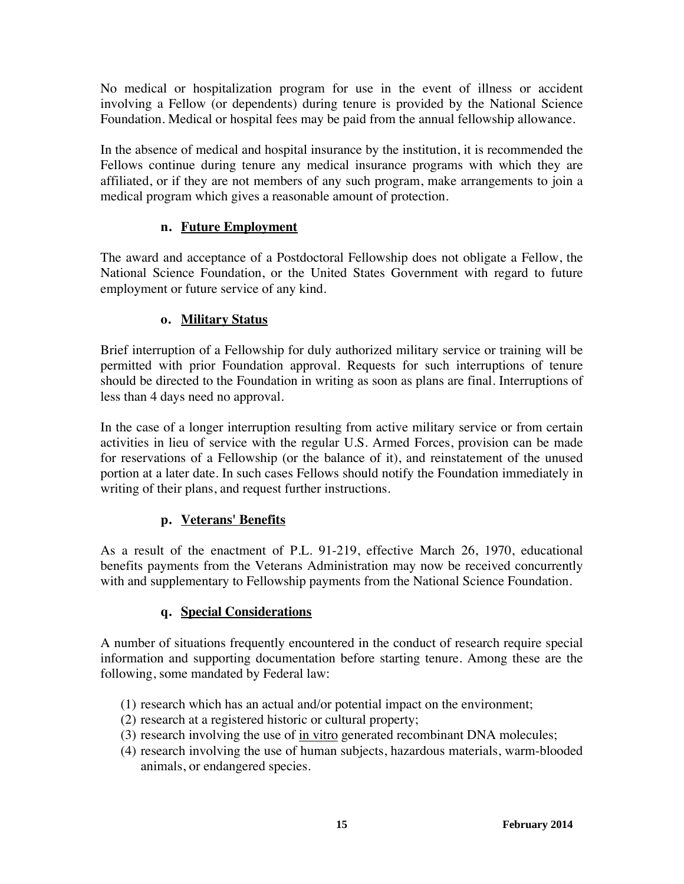No medical or hospitalization program for use in the event of illness or accident involving a Fellow (or dependents) during tenure is provided by the National Science Foundation. Medical or hospital fees may be paid from the annual fellowship allowance.

In the absence of medical and hospital insurance by the institution, it is recommended the Fellows continue during tenure any medical insurance programs with which they are affiliated, or if they are not members of any such program, make arrangements to join a medical program which gives a reasonable amount of protection.

### n. Future Employment

The award and acceptance of a Postdoctoral Fellowship does not obligate a Fellow, the National Science Foundation, or the United States Government with regard to future employment or future service of any kind.

### o. Military Status

Brief interruption of a Fellowship for duly authorized military service or training will be permitted with prior Foundation approval. Requests for such interruptions of tenure should be directed to the Foundation in writing as soon as plans are final. Interruptions of less than 4 days need no approval.

In the case of a longer interruption resulting from active military service or from certain activities in lieu of service with the regular U.S. Armed Forces, provision can be made for reservations of a Fellowship (or the balance of it), and reinstatement of the unused portion at a later date. In such cases Fellows should notify the Foundation immediately in writing of their plans, and request further instructions.

### p. Veterans' Benefits

As a result of the enactment of P.L. 91-219, effective March 26, 1970, educational benefits payments from the Veterans Administration may now be received concurrently with and supplementary to Fellowship payments from the National Science Foundation.

### q. Special Considerations

A number of situations frequently encountered in the conduct of research require special information and supporting documentation before starting tenure. Among these are the following, some mandated by Federal law:

(1) research which has an actual and/or potential impact on the environment;
(2) research at a registered historic or cultural property;
(3) research involving the use of in vitro generated recombinant DNA molecules;
(4) research involving the use of human subjects, hazardous materials, warm-blooded animals, or endangered species.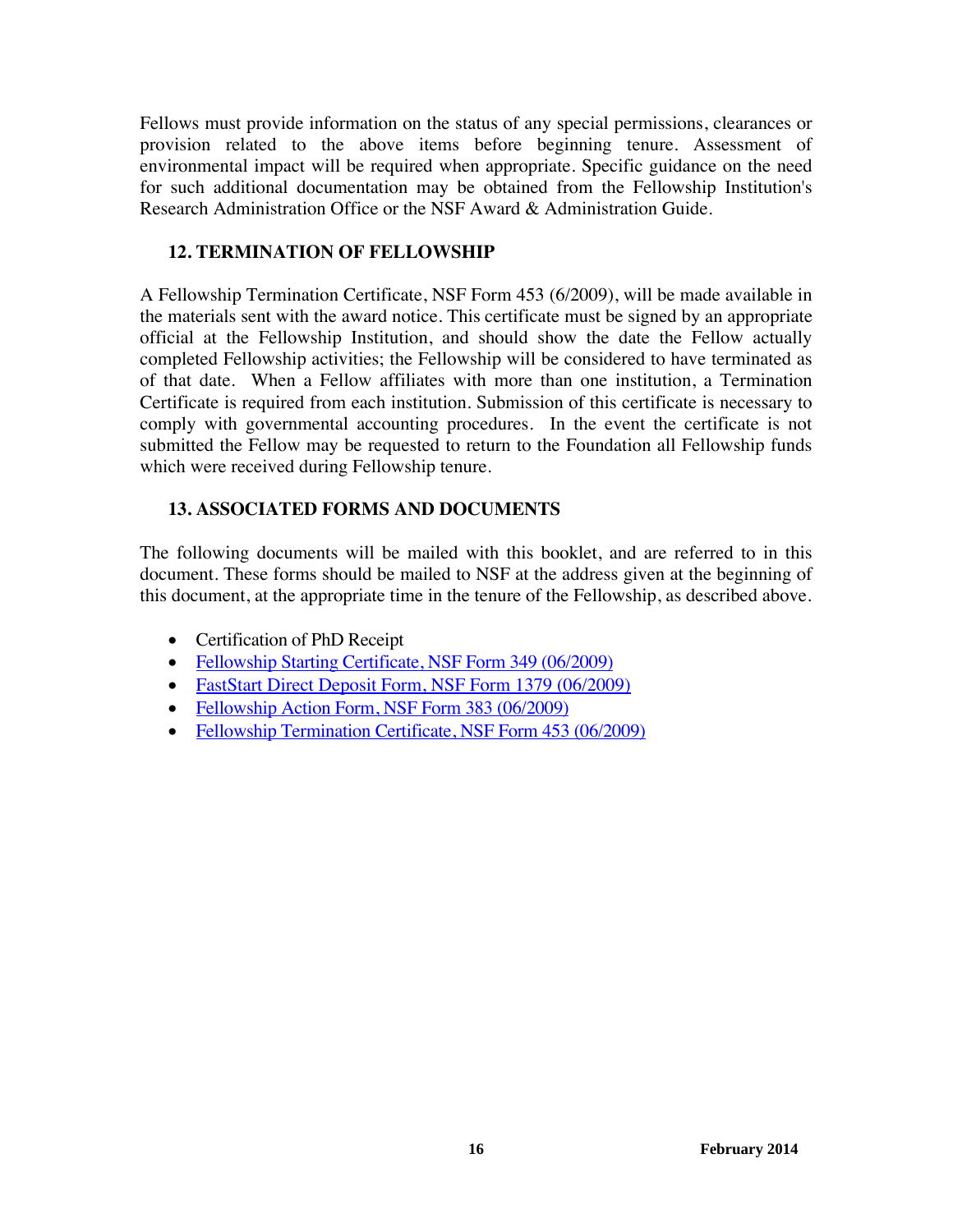Fellows must provide information on the status of any special permissions, clearances or provision related to the above items before beginning tenure. Assessment of environmental impact will be required when appropriate. Specific guidance on the need for such additional documentation may be obtained from the Fellowship Institution's Research Administration Office or the NSF Award & Administration Guide.

## 12. TERMINATION OF FELLOWSHIP

A Fellowship Termination Certificate, NSF Form 453 (6/2009), will be made available in the materials sent with the award notice. This certificate must be signed by an appropriate official at the Fellowship Institution, and should show the date the Fellow actually completed Fellowship activities; the Fellowship will be considered to have terminated as of that date. When a Fellow affiliates with more than one institution, a Termination Certificate is required from each institution. Submission of this certificate is necessary to comply with governmental accounting procedures. In the event the certificate is not submitted the Fellow may be requested to return to the Foundation all Fellowship funds which were received during Fellowship tenure.

## 13. ASSOCIATED FORMS AND DOCUMENTS

The following documents will be mailed with this booklet, and are referred to in this document. These forms should be mailed to NSF at the address given at the beginning of this document, at the appropriate time in the tenure of the Fellowship, as described above.

- Certification of PhD Receipt
- Fellowship Starting Certificate, NSF Form 349 (06/2009)
- FastStart Direct Deposit Form, NSF Form 1379 (06/2009)
- Fellowship Action Form, NSF Form 383 (06/2009)
- Fellowship Termination Certificate, NSF Form 453 (06/2009)